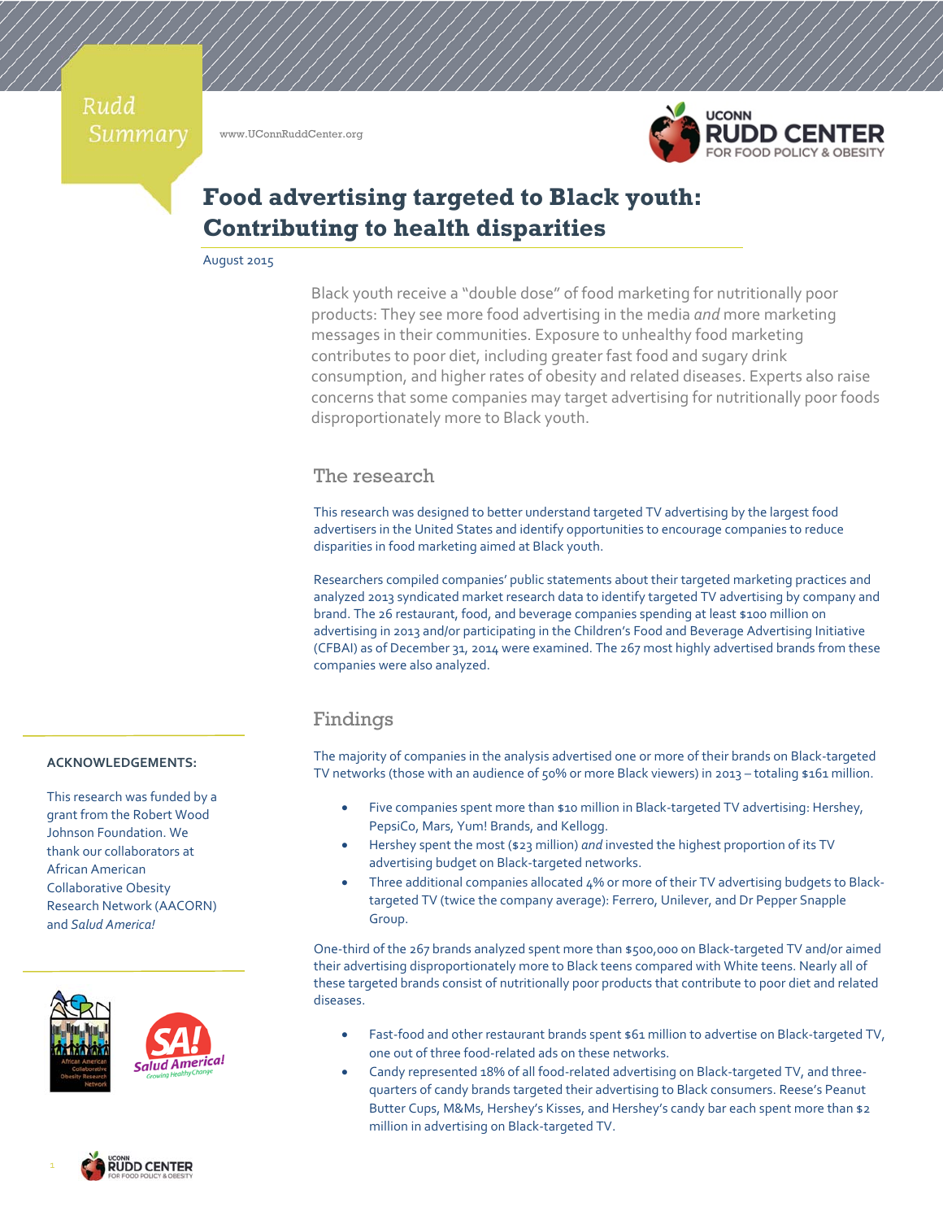Rudd Summary

www.UConnRuddCenter.org

# Food advertising targeted to Black youth: Contributing to health disparities

August 2015

Black youth receive a "double dose" of food marketing for nutritionally poor products: They see more food advertising in the media *and* more marketing messages in their communities. Exposure to unhealthy food marketing contributes to poor diet, including greater fast food and sugary drink consumption, and higher rates of obesity and related diseases. Experts also raise concerns that some companies may target advertising for nutritionally poor foods disproportionately more to Black youth.

## The research

This research was designed to better understand targeted TV advertising by the largest food advertisers in the United States and identify opportunities to encourage companies to reduce disparities in food marketing aimed at Black youth.

Researchers compiled companies' public statements about their targeted marketing practices and analyzed 2013 syndicated market research data to identify targeted TV advertising by company and brand. The 26 restaurant, food, and beverage companies spending at least $100 million on advertising in 2013 and/or participating in the Children's Food and Beverage Advertising Initiative (CFBAI) as of December 31, 2014 were examined. The 267 most highly advertised brands from these companies were also analyzed.

## Findings

The majority of companies in the analysis advertised one or more of their brands on Black-targeted TV networks (those with an audience of 50% or more Black viewers) in 2013 – totaling $161 million.

- Five companies spent more than $10 million in Black-targeted TV advertising: Hershey, PepsiCo, Mars, Yum! Brands, and Kellogg.
- Hershey spent the most ($23 million) *and* invested the highest proportion of its TV advertising budget on Black-targeted networks.
- Three additional companies allocated 4% or more of their TV advertising budgets to Black-targeted TV (twice the company average): Ferrero, Unilever, and Dr Pepper Snapple Group.

One-third of the 267 brands analyzed spent more than $500,000 on Black-targeted TV and/or aimed their advertising disproportionately more to Black teens compared with White teens. Nearly all of these targeted brands consist of nutritionally poor products that contribute to poor diet and related diseases.

- Fast-food and other restaurant brands spent $61 million to advertise on Black-targeted TV, one out of three food-related ads on these networks.
- Candy represented 18% of all food-related advertising on Black-targeted TV, and three-quarters of candy brands targeted their advertising to Black consumers. Reese's Peanut Butter Cups, M&Ms, Hershey's Kisses, and Hershey's candy bar each spent more than $2 million in advertising on Black-targeted TV.

**ACKNOWLEDGEMENTS:**

This research was funded by a grant from the Robert Wood Johnson Foundation. We thank our collaborators at African American Collaborative Obesity Research Network (AACORN) and *Salud America!*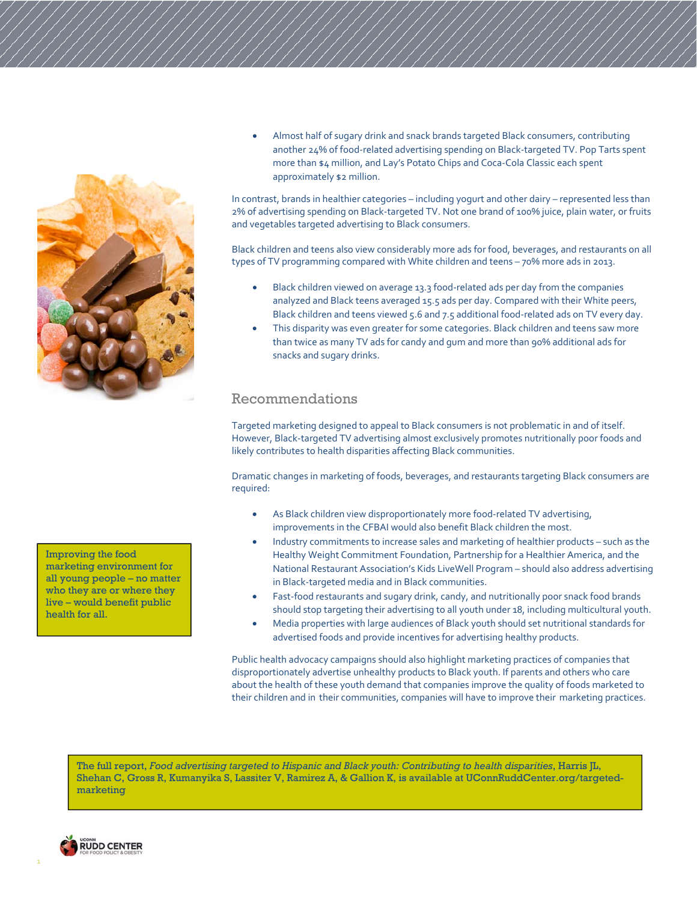- Almost half of sugary drink and snack brands targeted Black consumers, contributing another 24% of food-related advertising spending on Black-targeted TV. Pop Tarts spent more than $4 million, and Lay's Potato Chips and Coca-Cola Classic each spent approximately $2 million.

In contrast, brands in healthier categories – including yogurt and other dairy – represented less than 2% of advertising spending on Black-targeted TV. Not one brand of 100% juice, plain water, or fruits and vegetables targeted advertising to Black consumers.

Black children and teens also view considerably more ads for food, beverages, and restaurants on all types of TV programming compared with White children and teens – 70% more ads in 2013.

- Black children viewed on average 13.3 food-related ads per day from the companies analyzed and Black teens averaged 15.5 ads per day. Compared with their White peers, Black children and teens viewed 5.6 and 7.5 additional food-related ads on TV every day.
- This disparity was even greater for some categories. Black children and teens saw more than twice as many TV ads for candy and gum and more than 90% additional ads for snacks and sugary drinks.

## Recommendations

Targeted marketing designed to appeal to Black consumers is not problematic in and of itself. However, Black-targeted TV advertising almost exclusively promotes nutritionally poor foods and likely contributes to health disparities affecting Black communities.

Dramatic changes in marketing of foods, beverages, and restaurants targeting Black consumers are required:

- As Black children view disproportionately more food-related TV advertising, improvements in the CFBAI would also benefit Black children the most.
- Industry commitments to increase sales and marketing of healthier products – such as the Healthy Weight Commitment Foundation, Partnership for a Healthier America, and the National Restaurant Association's Kids LiveWell Program – should also address advertising in Black-targeted media and in Black communities.
- Fast-food restaurants and sugary drink, candy, and nutritionally poor snack food brands should stop targeting their advertising to all youth under 18, including multicultural youth.
- Media properties with large audiences of Black youth should set nutritional standards for advertised foods and provide incentives for advertising healthy products.

Public health advocacy campaigns should also highlight marketing practices of companies that disproportionately advertise unhealthy products to Black youth. If parents and others who care about the health of these youth demand that companies improve the quality of foods marketed to their children and in their communities, companies will have to improve their marketing practices.

Improving the food marketing environment for all young people – no matter who they are or where they live – would benefit public health for all.

The full report, *Food advertising targeted to Hispanic and Black youth: Contributing to health disparities*, Harris JL, Shehan C, Gross R, Kumanyika S, Lassiter V, Ramirez A, & Gallion K, is available at UConnRuddCenter.org/targeted-marketing